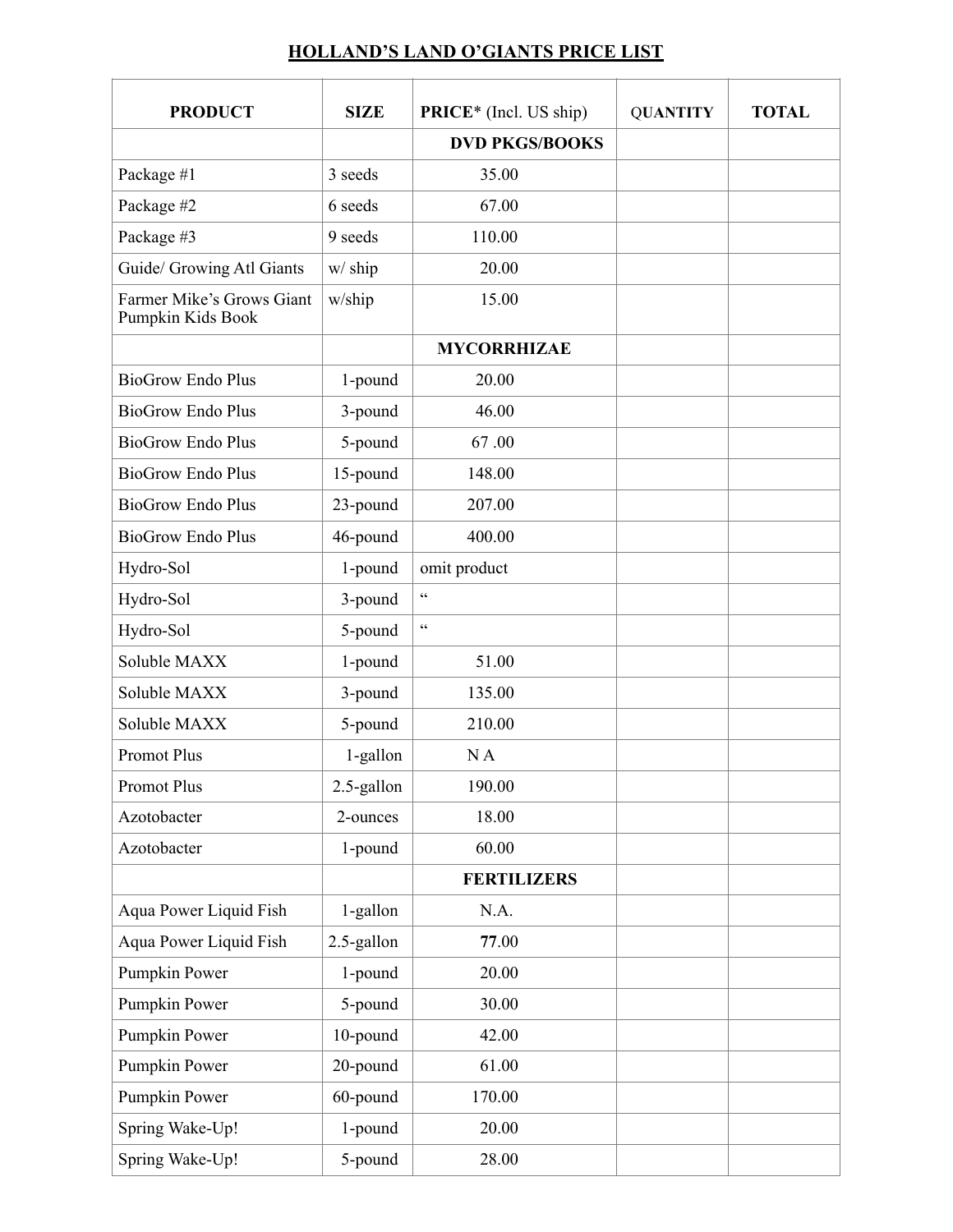# HOLLAND'S LAND O'GIANTS PRICE LIST

| PRODUCT | SIZE | PRICE* (Incl. US ship) | QUANTITY | TOTAL |
|---|---|---|---|---|
| | | DVD PKGS/BOOKS | | |
| Package #1 | 3 seeds | 35.00 | | |
| Package #2 | 6 seeds | 67.00 | | |
| Package #3 | 9 seeds | 110.00 | | |
| Guide/ Growing Atl Giants | w/ ship | 20.00 | | |
| Farmer Mike's Grows Giant Pumpkin Kids Book | w/ship | 15.00 | | |
| | | MYCORRHIZAE | | |
| BioGrow Endo Plus | 1-pound | 20.00 | | |
| BioGrow Endo Plus | 3-pound | 46.00 | | |
| BioGrow Endo Plus | 5-pound | 67 .00 | | |
| BioGrow Endo Plus | 15-pound | 148.00 | | |
| BioGrow Endo Plus | 23-pound | 207.00 | | |
| BioGrow Endo Plus | 46-pound | 400.00 | | |
| Hydro-Sol | 1-pound | omit product | | |
| Hydro-Sol | 3-pound | " | | |
| Hydro-Sol | 5-pound | " | | |
| Soluble MAXX | 1-pound | 51.00 | | |
| Soluble MAXX | 3-pound | 135.00 | | |
| Soluble MAXX | 5-pound | 210.00 | | |
| Promot Plus | 1-gallon | N A | | |
| Promot Plus | 2.5-gallon | 190.00 | | |
| Azotobacter | 2-ounces | 18.00 | | |
| Azotobacter | 1-pound | 60.00 | | |
| | | FERTILIZERS | | |
| Aqua Power Liquid Fish | 1-gallon | N.A. | | |
| Aqua Power Liquid Fish | 2.5-gallon | **77**.00 | | |
| Pumpkin Power | 1-pound | 20.00 | | |
| Pumpkin Power | 5-pound | 30.00 | | |
| Pumpkin Power | 10-pound | 42.00 | | |
| Pumpkin Power | 20-pound | 61.00 | | |
| Pumpkin Power | 60-pound | 170.00 | | |
| Spring Wake-Up! | 1-pound | 20.00 | | |
| Spring Wake-Up! | 5-pound | 28.00 | | |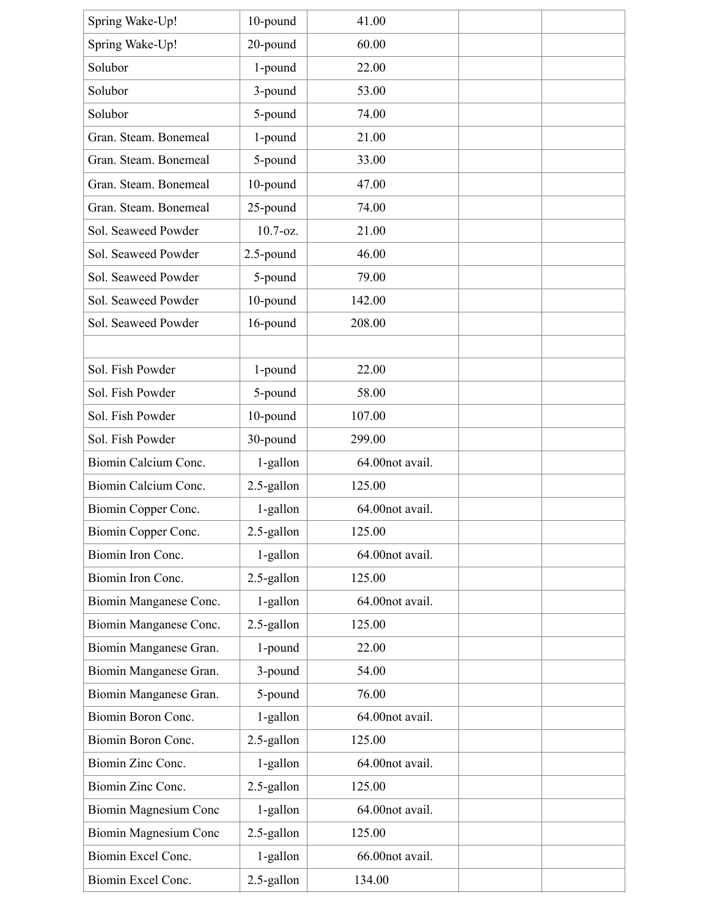| Spring Wake-Up! | 10-pound | 41.00 | | |
|---|---|---|---|---|
| Spring Wake-Up! | 20-pound | 60.00 | | |
| Solubor | 1-pound | 22.00 | | |
| Solubor | 3-pound | 53.00 | | |
| Solubor | 5-pound | 74.00 | | |
| Gran. Steam. Bonemeal | 1-pound | 21.00 | | |
| Gran. Steam. Bonemeal | 5-pound | 33.00 | | |
| Gran. Steam. Bonemeal | 10-pound | 47.00 | | |
| Gran. Steam. Bonemeal | 25-pound | 74.00 | | |
| Sol. Seaweed Powder | 10.7-oz. | 21.00 | | |
| Sol. Seaweed Powder | 2.5-pound | 46.00 | | |
| Sol. Seaweed Powder | 5-pound | 79.00 | | |
| Sol. Seaweed Powder | 10-pound | 142.00 | | |
| Sol. Seaweed Powder | 16-pound | 208.00 | | |
| | | | | |
| Sol. Fish Powder | 1-pound | 22.00 | | |
| Sol. Fish Powder | 5-pound | 58.00 | | |
| Sol. Fish Powder | 10-pound | 107.00 | | |
| Sol. Fish Powder | 30-pound | 299.00 | | |
| Biomin Calcium Conc. | 1-gallon | 64.00not avail. | | |
| Biomin Calcium Conc. | 2.5-gallon | 125.00 | | |
| Biomin Copper Conc. | 1-gallon | 64.00not avail. | | |
| Biomin Copper Conc. | 2.5-gallon | 125.00 | | |
| Biomin Iron Conc. | 1-gallon | 64.00not avail. | | |
| Biomin Iron Conc. | 2.5-gallon | 125.00 | | |
| Biomin Manganese Conc. | 1-gallon | 64.00not avail. | | |
| Biomin Manganese Conc. | 2.5-gallon | 125.00 | | |
| Biomin Manganese Gran. | 1-pound | 22.00 | | |
| Biomin Manganese Gran. | 3-pound | 54.00 | | |
| Biomin Manganese Gran. | 5-pound | 76.00 | | |
| Biomin Boron Conc. | 1-gallon | 64.00not avail. | | |
| Biomin Boron Conc. | 2.5-gallon | 125.00 | | |
| Biomin Zinc Conc. | 1-gallon | 64.00not avail. | | |
| Biomin Zinc Conc. | 2.5-gallon | 125.00 | | |
| Biomin Magnesium Conc | 1-gallon | 64.00not avail. | | |
| Biomin Magnesium Conc | 2.5-gallon | 125.00 | | |
| Biomin Excel Conc. | 1-gallon | 66.00not avail. | | |
| Biomin Excel Conc. | 2.5-gallon | 134.00 | | |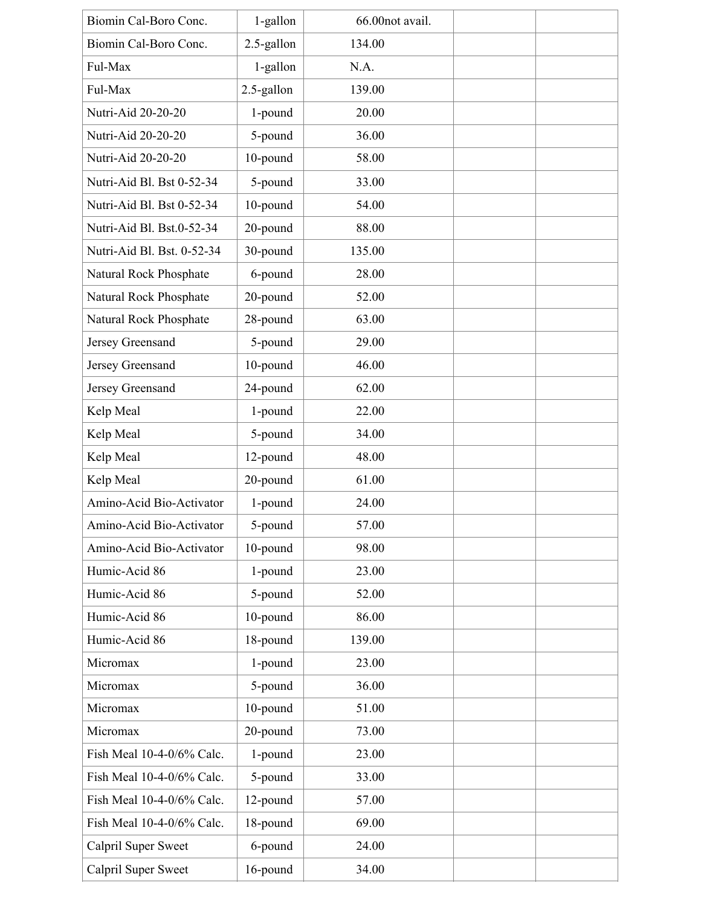| | | | | |
|---|---|---|---|---|
| Biomin Cal-Boro Conc. | 1-gallon | 66.00not avail. | | |
| Biomin Cal-Boro Conc. | 2.5-gallon | 134.00 | | |
| Ful-Max | 1-gallon | N.A. | | |
| Ful-Max | 2.5-gallon | 139.00 | | |
| Nutri-Aid 20-20-20 | 1-pound | 20.00 | | |
| Nutri-Aid 20-20-20 | 5-pound | 36.00 | | |
| Nutri-Aid 20-20-20 | 10-pound | 58.00 | | |
| Nutri-Aid Bl. Bst 0-52-34 | 5-pound | 33.00 | | |
| Nutri-Aid Bl. Bst 0-52-34 | 10-pound | 54.00 | | |
| Nutri-Aid Bl. Bst.0-52-34 | 20-pound | 88.00 | | |
| Nutri-Aid Bl. Bst. 0-52-34 | 30-pound | 135.00 | | |
| Natural Rock Phosphate | 6-pound | 28.00 | | |
| Natural Rock Phosphate | 20-pound | 52.00 | | |
| Natural Rock Phosphate | 28-pound | 63.00 | | |
| Jersey Greensand | 5-pound | 29.00 | | |
| Jersey Greensand | 10-pound | 46.00 | | |
| Jersey Greensand | 24-pound | 62.00 | | |
| Kelp Meal | 1-pound | 22.00 | | |
| Kelp Meal | 5-pound | 34.00 | | |
| Kelp Meal | 12-pound | 48.00 | | |
| Kelp Meal | 20-pound | 61.00 | | |
| Amino-Acid Bio-Activator | 1-pound | 24.00 | | |
| Amino-Acid Bio-Activator | 5-pound | 57.00 | | |
| Amino-Acid Bio-Activator | 10-pound | 98.00 | | |
| Humic-Acid 86 | 1-pound | 23.00 | | |
| Humic-Acid 86 | 5-pound | 52.00 | | |
| Humic-Acid 86 | 10-pound | 86.00 | | |
| Humic-Acid 86 | 18-pound | 139.00 | | |
| Micromax | 1-pound | 23.00 | | |
| Micromax | 5-pound | 36.00 | | |
| Micromax | 10-pound | 51.00 | | |
| Micromax | 20-pound | 73.00 | | |
| Fish Meal 10-4-0/6% Calc. | 1-pound | 23.00 | | |
| Fish Meal 10-4-0/6% Calc. | 5-pound | 33.00 | | |
| Fish Meal 10-4-0/6% Calc. | 12-pound | 57.00 | | |
| Fish Meal 10-4-0/6% Calc. | 18-pound | 69.00 | | |
| Calpril Super Sweet | 6-pound | 24.00 | | |
| Calpril Super Sweet | 16-pound | 34.00 | | |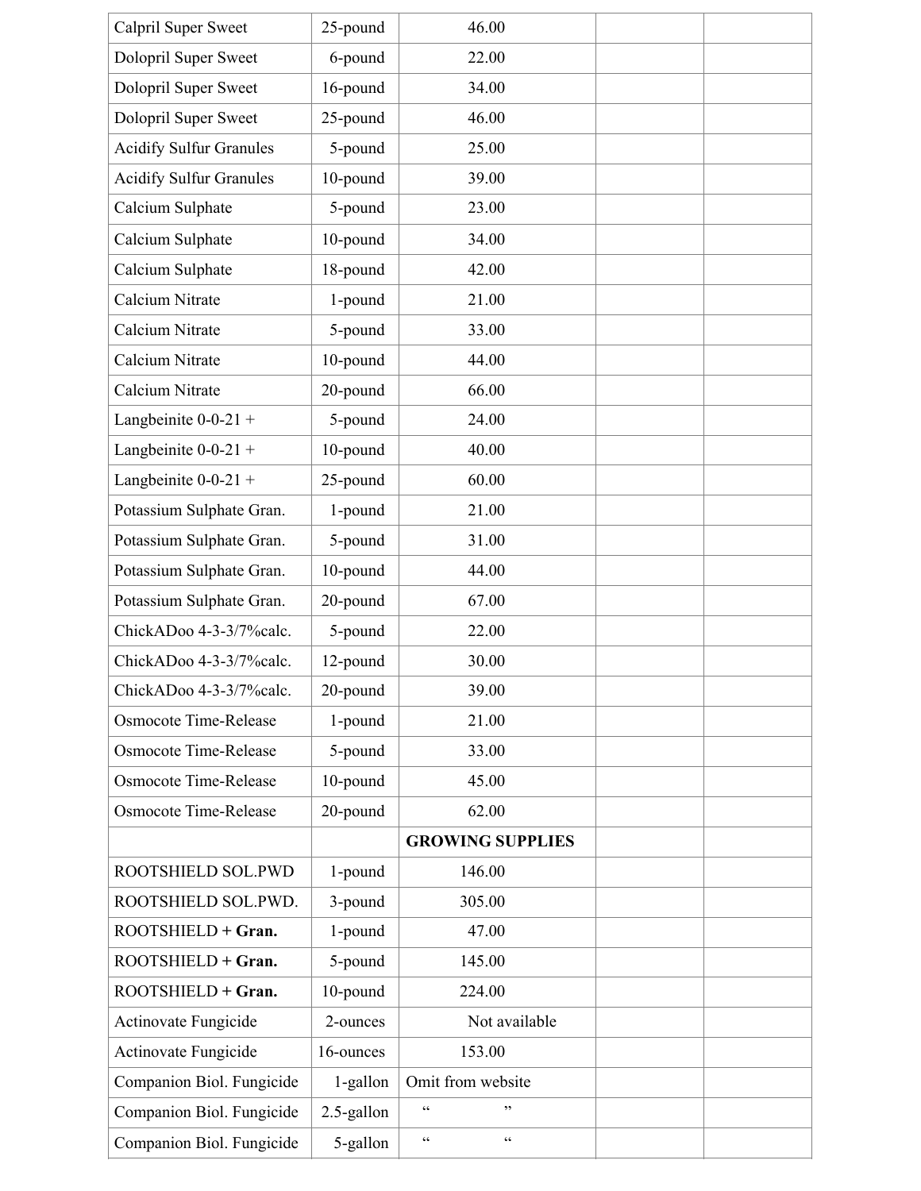| | | | | |
|---|---|---|---|---|
| Calpril Super Sweet | 25-pound | 46.00 | | |
| Dolopril Super Sweet | 6-pound | 22.00 | | |
| Dolopril Super Sweet | 16-pound | 34.00 | | |
| Dolopril Super Sweet | 25-pound | 46.00 | | |
| Acidify Sulfur Granules | 5-pound | 25.00 | | |
| Acidify Sulfur Granules | 10-pound | 39.00 | | |
| Calcium Sulphate | 5-pound | 23.00 | | |
| Calcium Sulphate | 10-pound | 34.00 | | |
| Calcium Sulphate | 18-pound | 42.00 | | |
| Calcium Nitrate | 1-pound | 21.00 | | |
| Calcium Nitrate | 5-pound | 33.00 | | |
| Calcium Nitrate | 10-pound | 44.00 | | |
| Calcium Nitrate | 20-pound | 66.00 | | |
| Langbeinite 0-0-21 + | 5-pound | 24.00 | | |
| Langbeinite 0-0-21 + | 10-pound | 40.00 | | |
| Langbeinite 0-0-21 + | 25-pound | 60.00 | | |
| Potassium Sulphate Gran. | 1-pound | 21.00 | | |
| Potassium Sulphate Gran. | 5-pound | 31.00 | | |
| Potassium Sulphate Gran. | 10-pound | 44.00 | | |
| Potassium Sulphate Gran. | 20-pound | 67.00 | | |
| ChickADoo 4-3-3/7%calc. | 5-pound | 22.00 | | |
| ChickADoo 4-3-3/7%calc. | 12-pound | 30.00 | | |
| ChickADoo 4-3-3/7%calc. | 20-pound | 39.00 | | |
| Osmocote Time-Release | 1-pound | 21.00 | | |
| Osmocote Time-Release | 5-pound | 33.00 | | |
| Osmocote Time-Release | 10-pound | 45.00 | | |
| Osmocote Time-Release | 20-pound | 62.00 | | |
| | | **GROWING SUPPLIES** | | |
| ROOTSHIELD SOL.PWD | 1-pound | 146.00 | | |
| ROOTSHIELD SOL.PWD. | 3-pound | 305.00 | | |
| ROOTSHIELD + **Gran.** | 1-pound | 47.00 | | |
| ROOTSHIELD + **Gran.** | 5-pound | 145.00 | | |
| ROOTSHIELD + **Gran.** | 10-pound | 224.00 | | |
| Actinovate Fungicide | 2-ounces | Not available | | |
| Actinovate Fungicide | 16-ounces | 153.00 | | |
| Companion Biol. Fungicide | 1-gallon | Omit from website | | |
| Companion Biol. Fungicide | 2.5-gallon | " " | | |
| Companion Biol. Fungicide | 5-gallon | " " | | |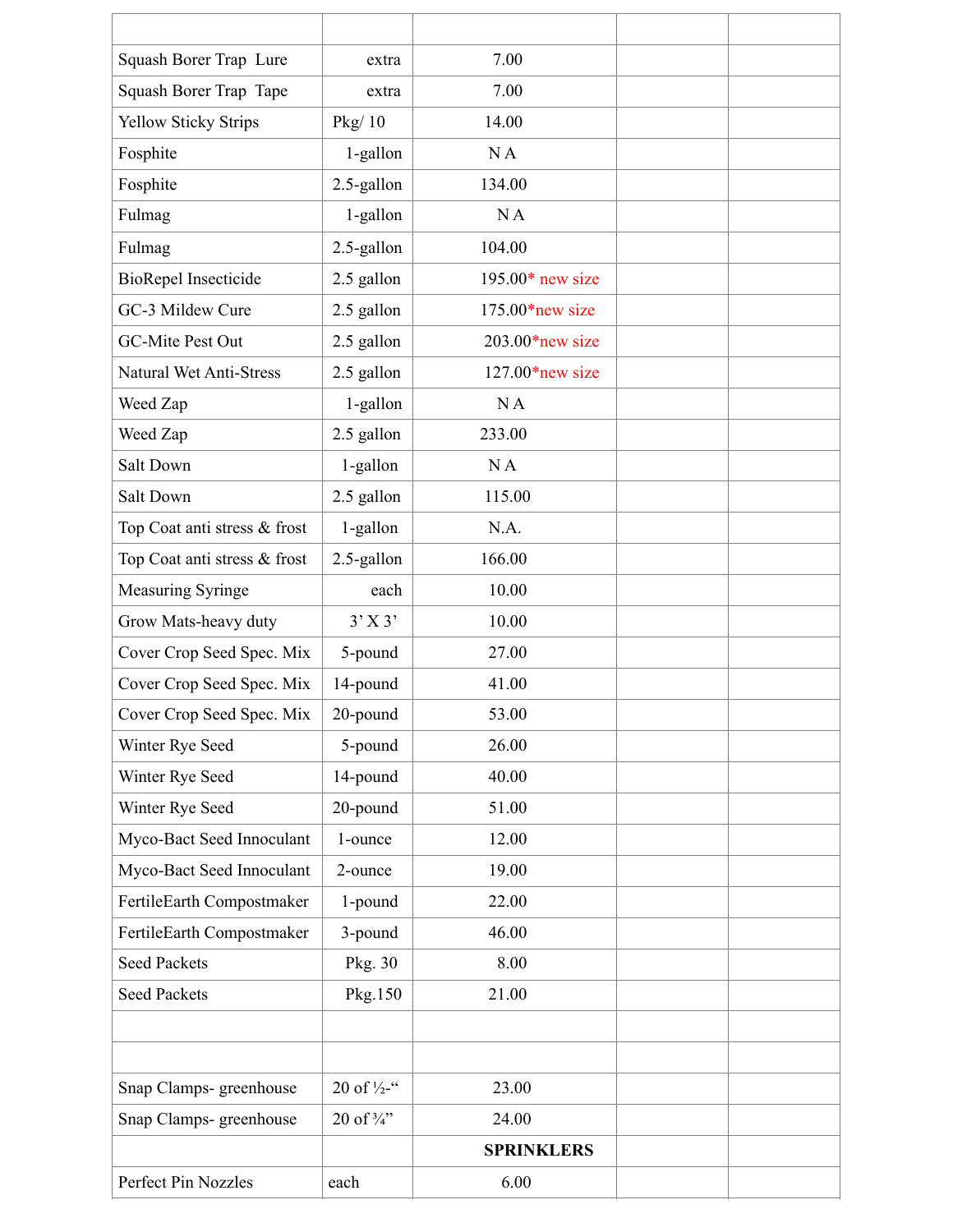| | | | | |
|---|---|---|---|---|
| Squash Borer Trap Lure | extra | 7.00 | | |
| Squash Borer Trap Tape | extra | 7.00 | | |
| Yellow Sticky Strips | Pkg/ 10 | 14.00 | | |
| Fosphite | 1-gallon | N A | | |
| Fosphite | 2.5-gallon | 134.00 | | |
| Fulmag | 1-gallon | N A | | |
| Fulmag | 2.5-gallon | 104.00 | | |
| BioRepel Insecticide | 2.5 gallon | 195.00* new size | | |
| GC-3 Mildew Cure | 2.5 gallon | 175.00*new size | | |
| GC-Mite Pest Out | 2.5 gallon | 203.00*new size | | |
| Natural Wet Anti-Stress | 2.5 gallon | 127.00*new size | | |
| Weed Zap | 1-gallon | N A | | |
| Weed Zap | 2.5 gallon | 233.00 | | |
| Salt Down | 1-gallon | N A | | |
| Salt Down | 2.5 gallon | 115.00 | | |
| Top Coat anti stress & frost | 1-gallon | N.A. | | |
| Top Coat anti stress & frost | 2.5-gallon | 166.00 | | |
| Measuring Syringe | each | 10.00 | | |
| Grow Mats-heavy duty | 3' X 3' | 10.00 | | |
| Cover Crop Seed Spec. Mix | 5-pound | 27.00 | | |
| Cover Crop Seed Spec. Mix | 14-pound | 41.00 | | |
| Cover Crop Seed Spec. Mix | 20-pound | 53.00 | | |
| Winter Rye Seed | 5-pound | 26.00 | | |
| Winter Rye Seed | 14-pound | 40.00 | | |
| Winter Rye Seed | 20-pound | 51.00 | | |
| Myco-Bact Seed Innoculant | 1-ounce | 12.00 | | |
| Myco-Bact Seed Innoculant | 2-ounce | 19.00 | | |
| FertileEarth Compostmaker | 1-pound | 22.00 | | |
| FertileEarth Compostmaker | 3-pound | 46.00 | | |
| Seed Packets | Pkg. 30 | 8.00 | | |
| Seed Packets | Pkg.150 | 21.00 | | |
| | | | | |
| | | | | |
| Snap Clamps- greenhouse | 20 of ½-" | 23.00 | | |
| Snap Clamps- greenhouse | 20 of ¾" | 24.00 | | |
| | | **SPRINKLERS** | | |
| Perfect Pin Nozzles | each | 6.00 | | |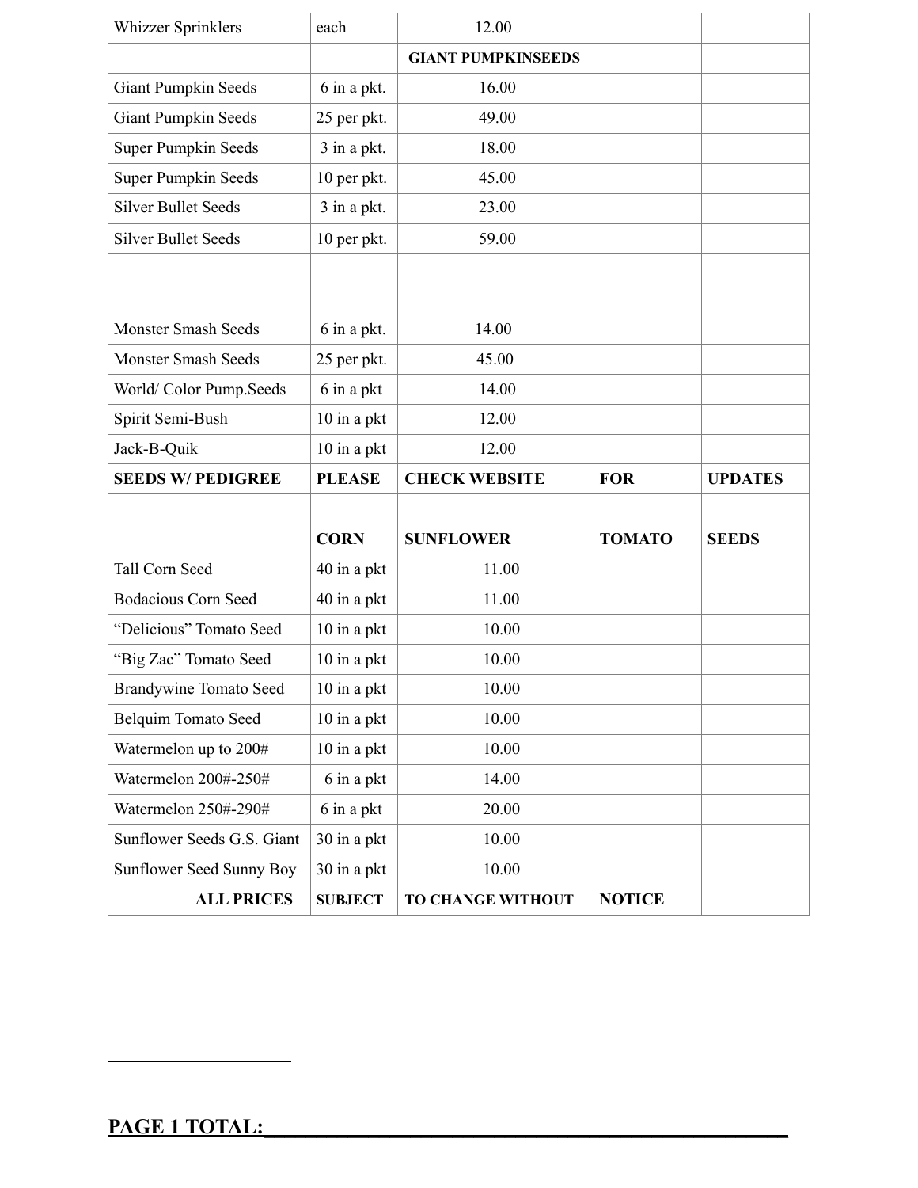| | | | | |
|---|---|---|---|---|
| Whizzer Sprinklers | each | 12.00 | | |
| | | **GIANT PUMPKINSEEDS** | | |
| Giant Pumpkin Seeds | 6 in a pkt. | 16.00 | | |
| Giant Pumpkin Seeds | 25 per pkt. | 49.00 | | |
| Super Pumpkin Seeds | 3 in a pkt. | 18.00 | | |
| Super Pumpkin Seeds | 10 per pkt. | 45.00 | | |
| Silver Bullet Seeds | 3 in a pkt. | 23.00 | | |
| Silver Bullet Seeds | 10 per pkt. | 59.00 | | |
| | | | | |
| | | | | |
| Monster Smash Seeds | 6 in a pkt. | 14.00 | | |
| Monster Smash Seeds | 25 per pkt. | 45.00 | | |
| World/ Color Pump.Seeds | 6 in a pkt | 14.00 | | |
| Spirit Semi-Bush | 10 in a pkt | 12.00 | | |
| Jack-B-Quik | 10 in a pkt | 12.00 | | |
| **SEEDS W/ PEDIGREE** | **PLEASE** | **CHECK WEBSITE** | **FOR** | **UPDATES** |
| | | | | |
| | **CORN** | **SUNFLOWER** | **TOMATO** | **SEEDS** |
| Tall Corn Seed | 40 in a pkt | 11.00 | | |
| Bodacious Corn Seed | 40 in a pkt | 11.00 | | |
| "Delicious" Tomato Seed | 10 in a pkt | 10.00 | | |
| "Big Zac" Tomato Seed | 10 in a pkt | 10.00 | | |
| Brandywine Tomato Seed | 10 in a pkt | 10.00 | | |
| Belquim Tomato Seed | 10 in a pkt | 10.00 | | |
| Watermelon up to 200# | 10 in a pkt | 10.00 | | |
| Watermelon 200#-250# | 6 in a pkt | 14.00 | | |
| Watermelon 250#-290# | 6 in a pkt | 20.00 | | |
| Sunflower Seeds G.S. Giant | 30 in a pkt | 10.00 | | |
| Sunflower Seed Sunny Boy | 30 in a pkt | 10.00 | | |
| **ALL PRICES** | **SUBJECT** | **TO CHANGE WITHOUT** | **NOTICE** | |

**PAGE 1 TOTAL:\_\_\_\_\_\_\_\_\_\_\_\_\_\_\_\_\_\_\_\_\_\_\_\_\_\_\_\_\_\_\_\_\_\_\_\_\_\_\_\_\_\_\_\_\_\_\_\_**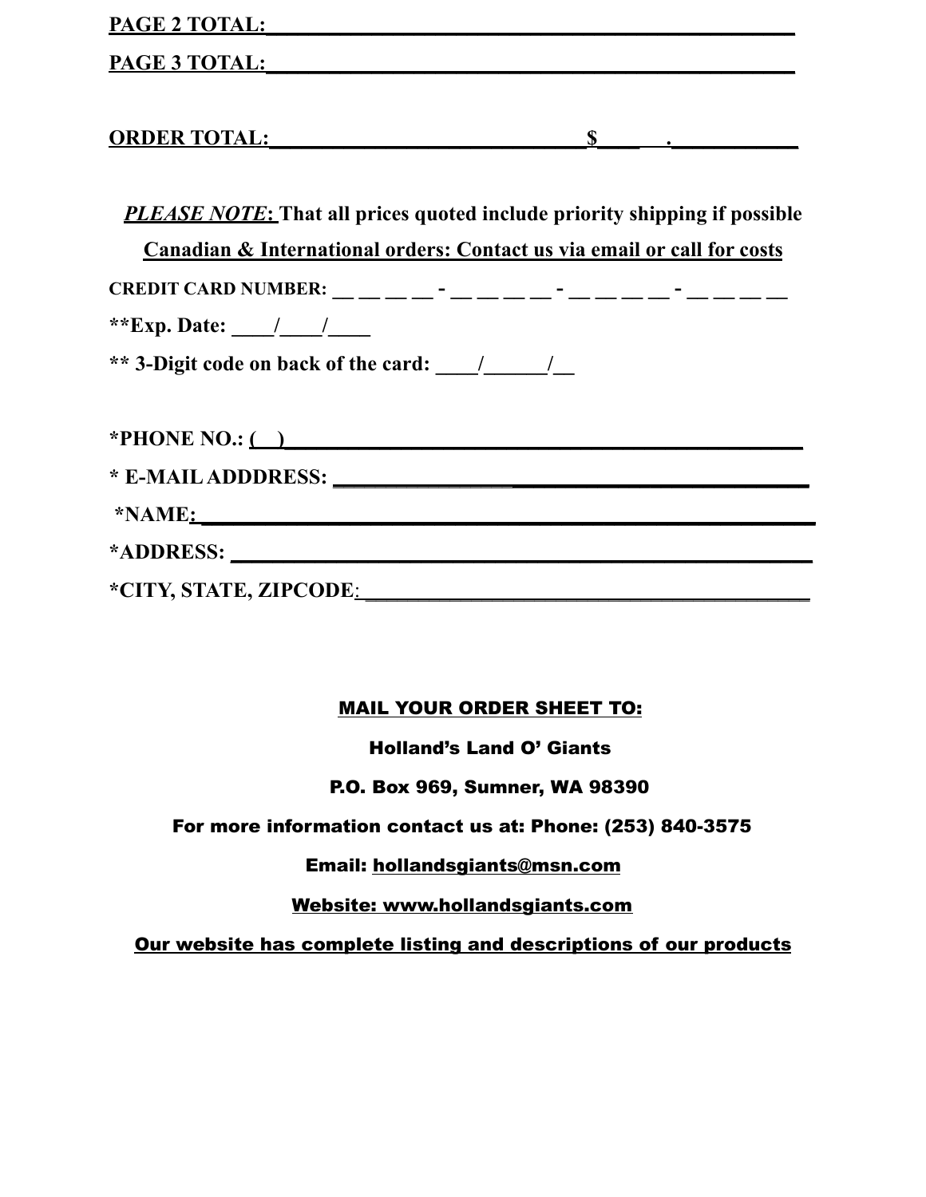**PAGE 2 TOTAL:**\_\_\_\_\_\_\_\_\_\_\_\_\_\_\_\_\_\_\_\_\_\_\_\_\_\_\_\_\_\_\_\_\_\_\_\_\_\_\_\_\_\_\_\_\_\_\_\_

**PAGE 3 TOTAL:**\_\_\_\_\_\_\_\_\_\_\_\_\_\_\_\_\_\_\_\_\_\_\_\_\_\_\_\_\_\_\_\_\_\_\_\_\_\_\_\_\_\_\_\_\_\_\_\_

**ORDER TOTAL:**\_\_\_\_\_\_\_\_\_\_\_\_\_\_\_\_\_\_\_\_\_\_\_\_\_\_\_\_\_\_**$**\_\_\_\_ **.**\_\_\_\_\_\_\_\_\_\_\_\_

***PLEASE NOTE*: That all prices quoted include priority shipping if possible**

**Canadian & International orders: Contact us via email or call for costs**

**CREDIT CARD NUMBER: \_\_ \_\_ \_\_ \_\_ - \_\_ \_\_ \_\_ \_\_ - \_\_ \_\_ \_\_ \_\_ - \_\_ \_\_ \_\_ \_\_**

**\*\*Exp. Date: \_\_\_\_/\_\_\_\_/\_\_\_\_**

**\*\* 3-Digit code on back of the card: \_\_\_\_/\_\_\_\_\_\_/\_\_**

**\*PHONE NO.: (  )**\_\_\_\_\_\_\_\_\_\_\_\_\_\_\_\_\_\_\_\_\_\_\_\_\_\_\_\_\_\_\_\_\_\_\_\_\_\_\_\_\_\_\_\_\_\_\_\_

**\* E-MAIL ADDDRESS:** \_\_\_\_\_\_\_\_\_\_\_\_\_\_\_\_\_\_\_\_\_\_\_\_\_\_\_\_\_\_\_\_\_\_\_\_\_\_\_\_\_\_\_\_

**\*NAME:**\_\_\_\_\_\_\_\_\_\_\_\_\_\_\_\_\_\_\_\_\_\_\_\_\_\_\_\_\_\_\_\_\_\_\_\_\_\_\_\_\_\_\_\_\_\_\_\_\_\_\_\_\_\_\_\_

**\*ADDRESS:** \_\_\_\_\_\_\_\_\_\_\_\_\_\_\_\_\_\_\_\_\_\_\_\_\_\_\_\_\_\_\_\_\_\_\_\_\_\_\_\_\_\_\_\_\_\_\_\_\_\_\_\_

**\*CITY, STATE, ZIPCODE:**\_\_\_\_\_\_\_\_\_\_\_\_\_\_\_\_\_\_\_\_\_\_\_\_\_\_\_\_\_\_\_\_\_\_\_\_\_\_\_\_\_\_

**MAIL YOUR ORDER SHEET TO:**

**Holland's Land O' Giants**

**P.O. Box 969, Sumner, WA 98390**

**For more information contact us at: Phone: (253) 840-3575**

**Email: hollandsgiants@msn.com**

**Website: www.hollandsgiants.com**

**Our website has complete listing and descriptions of our products**